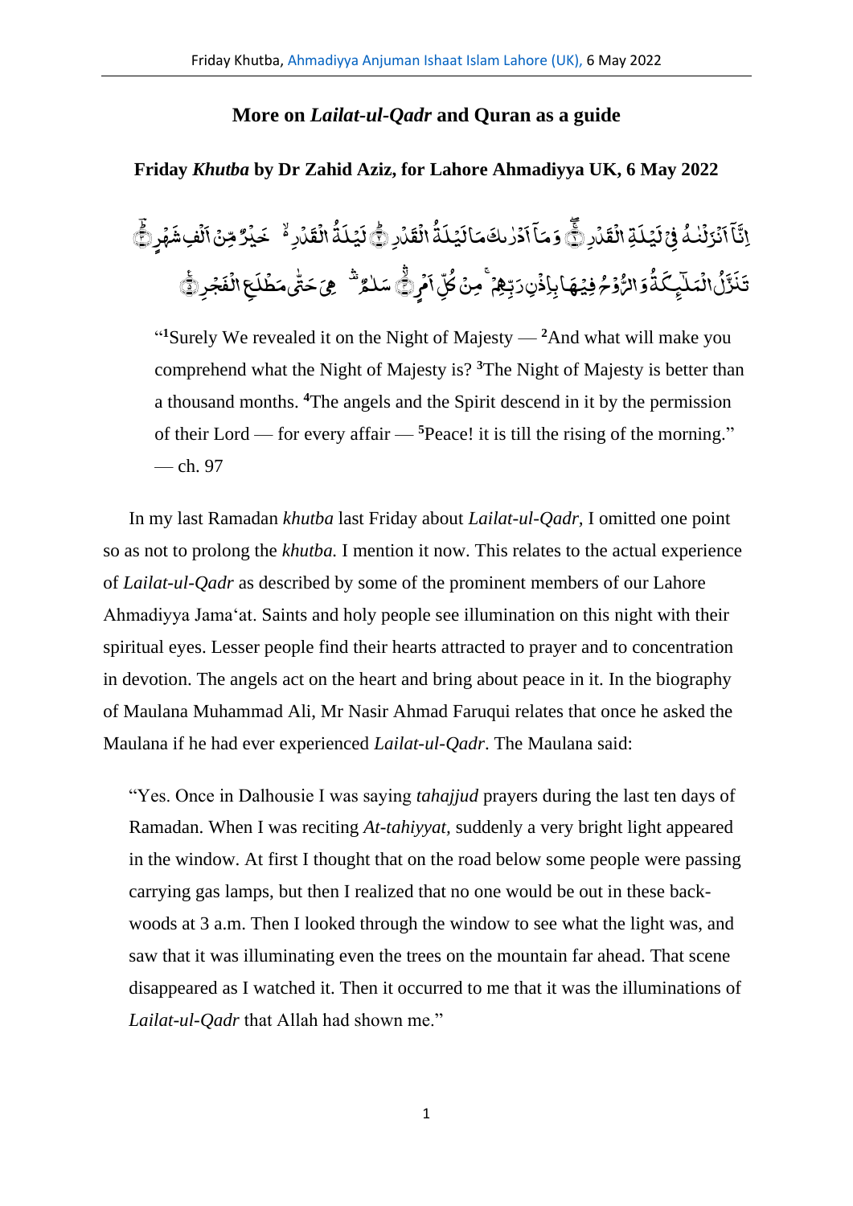## More on *Lailat-ul-Qadr* and Quran as a guide

### Friday *Khutba* by Dr Zahid Aziz, for Lahore Ahmadiyya UK, 6 May 2022

إِنَّآ أَنزَلْنَٰهُ فِى لَيْلَةِ ٱلْقَدْرِ ۝١ وَمَآ أَدْرَىٰكَ مَا لَيْلَةُ ٱلْقَدْرِ ۝٢ لَيْلَةُ ٱلْقَدْرِ خَيْرٌ مِّنْ أَلْفِ شَهْرٍ ۝٣ تَنَزَّلُ ٱلْمَلَٰٓئِكَةُ وَٱلرُّوحُ فِيهَا بِإِذْنِ رَبِّهِم مِّن كُلِّ أَمْرٍ ۝٤ سَلَٰمٌ هِىَ حَتَّىٰ مَطْلَعِ ٱلْفَجْرِ ۝٥

> "[1]Surely We revealed it on the Night of Majesty — [2]And what will make you comprehend what the Night of Majesty is? [3]The Night of Majesty is better than a thousand months. [4]The angels and the Spirit descend in it by the permission of their Lord — for every affair — [5]Peace! it is till the rising of the morning." — ch. 97

In my last Ramadan *khutba* last Friday about *Lailat-ul-Qadr*, I omitted one point so as not to prolong the *khutba.* I mention it now. This relates to the actual experience of *Lailat-ul-Qadr* as described by some of the prominent members of our Lahore Ahmadiyya Jama'at. Saints and holy people see illumination on this night with their spiritual eyes. Lesser people find their hearts attracted to prayer and to concentration in devotion. The angels act on the heart and bring about peace in it. In the biography of Maulana Muhammad Ali, Mr Nasir Ahmad Faruqui relates that once he asked the Maulana if he had ever experienced *Lailat-ul-Qadr*. The Maulana said:

> "Yes. Once in Dalhousie I was saying *tahajjud* prayers during the last ten days of Ramadan. When I was reciting *At-tahiyyat*, suddenly a very bright light appeared in the window. At first I thought that on the road below some people were passing carrying gas lamps, but then I realized that no one would be out in these back-woods at 3 a.m. Then I looked through the window to see what the light was, and saw that it was illuminating even the trees on the mountain far ahead. That scene disappeared as I watched it. Then it occurred to me that it was the illuminations of *Lailat-ul-Qadr* that Allah had shown me."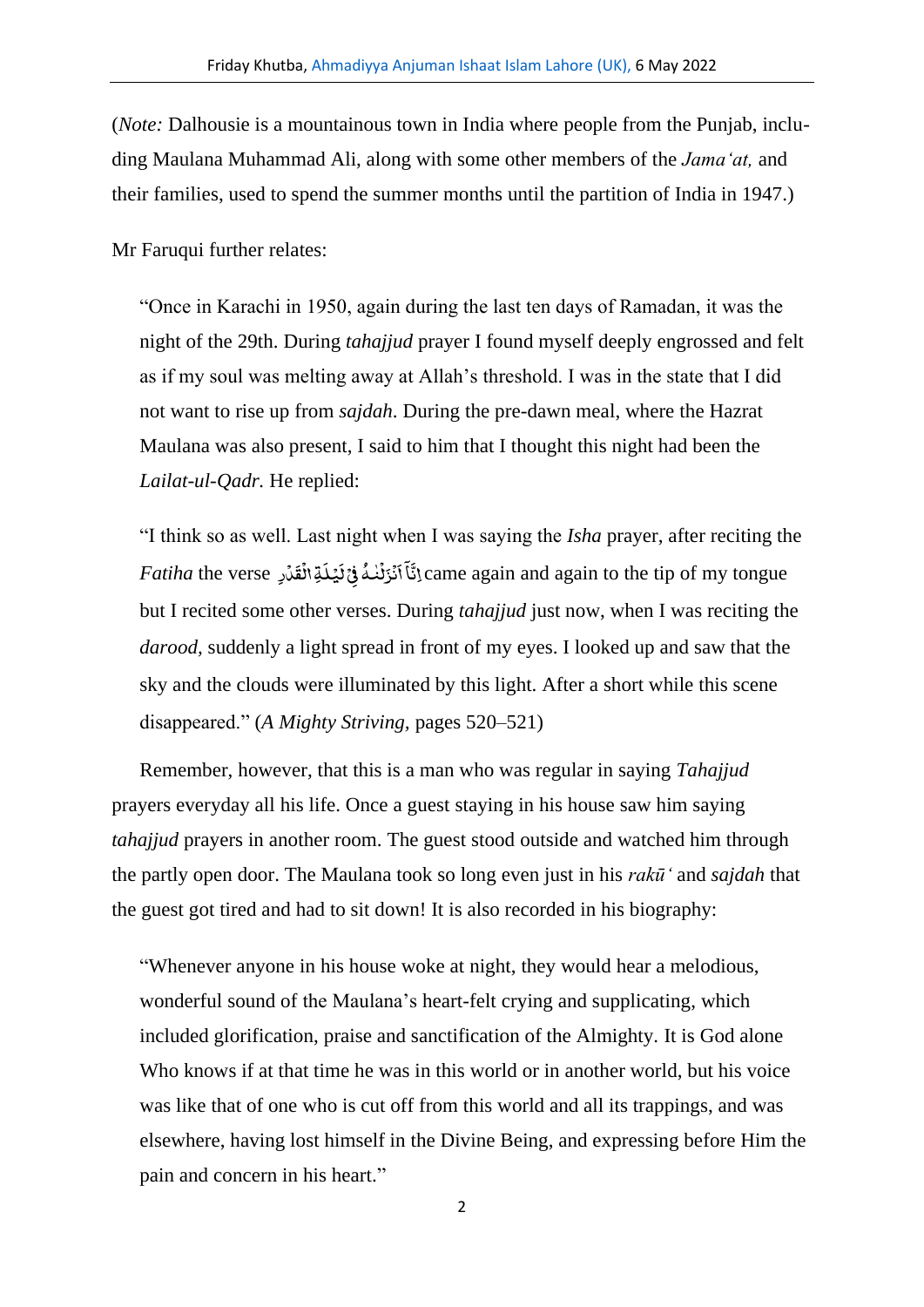(*Note:* Dalhousie is a mountainous town in India where people from the Punjab, including Maulana Muhammad Ali, along with some other members of the *Jama'at,* and their families, used to spend the summer months until the partition of India in 1947.)

Mr Faruqui further relates:

> "Once in Karachi in 1950, again during the last ten days of Ramadan, it was the night of the 29th. During *tahajjud* prayer I found myself deeply engrossed and felt as if my soul was melting away at Allah's threshold. I was in the state that I did not want to rise up from *sajdah*. During the pre-dawn meal, where the Hazrat Maulana was also present, I said to him that I thought this night had been the *Lailat-ul-Qadr.* He replied:
>
> "I think so as well. Last night when I was saying the *Isha* prayer, after reciting the *Fatiha* the verse إِنَّآ أَنزَلْنَٰهُ فِى لَيْلَةِ ٱلْقَدْرِ came again and again to the tip of my tongue but I recited some other verses. During *tahajjud* just now, when I was reciting the *darood,* suddenly a light spread in front of my eyes. I looked up and saw that the sky and the clouds were illuminated by this light. After a short while this scene disappeared." (*A Mighty Striving,* pages 520–521)

Remember, however, that this is a man who was regular in saying *Tahajjud* prayers everyday all his life. Once a guest staying in his house saw him saying *tahajjud* prayers in another room. The guest stood outside and watched him through the partly open door. The Maulana took so long even just in his *rakū'* and *sajdah* that the guest got tired and had to sit down! It is also recorded in his biography:

> "Whenever anyone in his house woke at night, they would hear a melodious, wonderful sound of the Maulana's heart-felt crying and supplicating, which included glorification, praise and sanctification of the Almighty. It is God alone Who knows if at that time he was in this world or in another world, but his voice was like that of one who is cut off from this world and all its trappings, and was elsewhere, having lost himself in the Divine Being, and expressing before Him the pain and concern in his heart."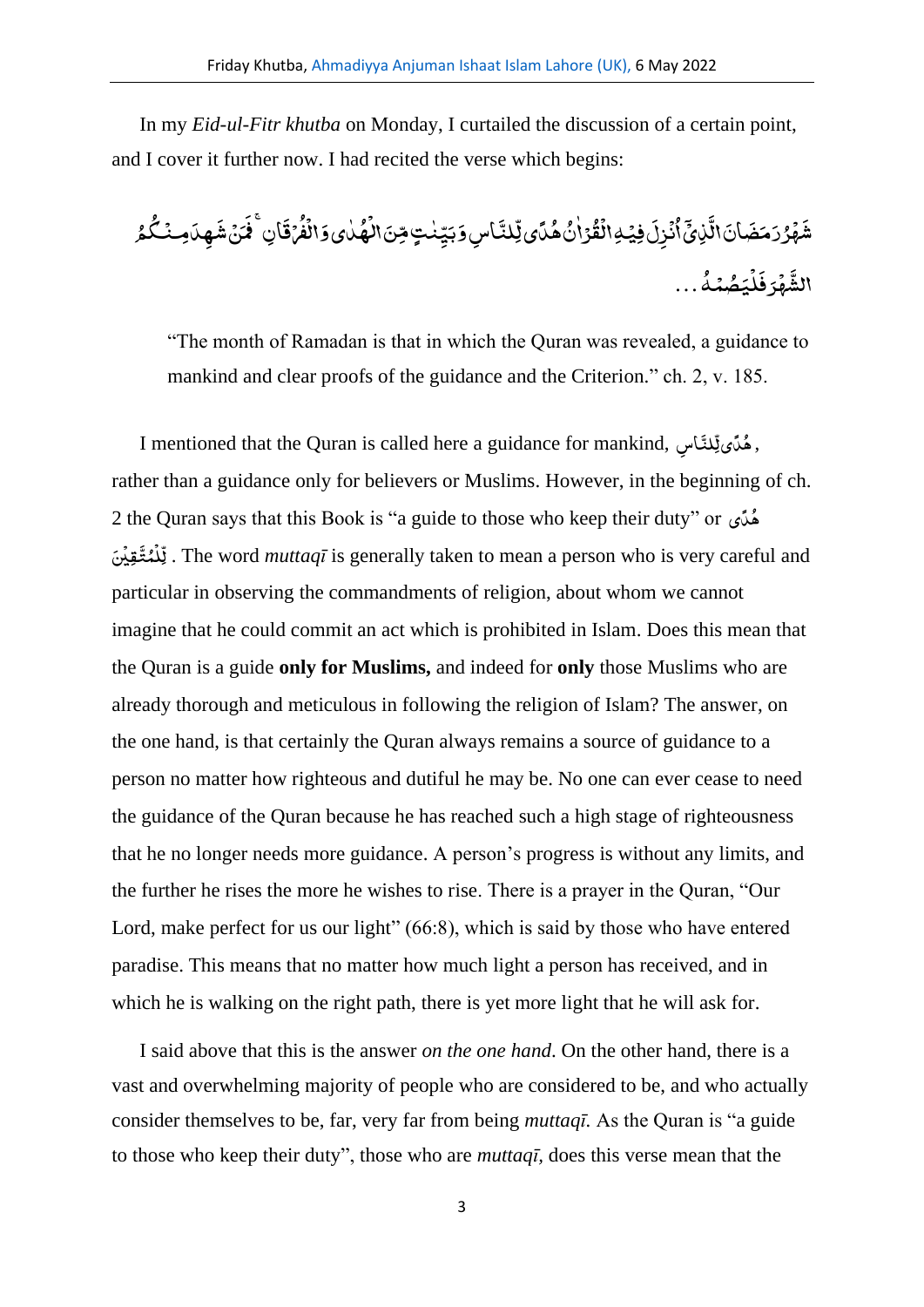In my *Eid-ul-Fitr khutba* on Monday, I curtailed the discussion of a certain point, and I cover it further now. I had recited the verse which begins:

شَهْرُ رَمَضَانَ الَّذِیۡۤ اُنۡزِلَ فِیۡهِ الۡقُرۡاٰنُ هُدًی لِّلنَّاسِ وَ بَیِّنٰتٍ مِّنَ الۡهُدٰی وَ الۡفُرۡقَانِ ۚ فَمَنۡ شَهِدَ مِنۡکُمُ الشَّهۡرَ فَلۡیَصُمۡهُ...

> "The month of Ramadan is that in which the Quran was revealed, a guidance to mankind and clear proofs of the guidance and the Criterion." ch. 2, v. 185.

I mentioned that the Quran is called here a guidance for mankind, هُدًی لِّلنَّاسِ, rather than a guidance only for believers or Muslims. However, in the beginning of ch. 2 the Quran says that this Book is "a guide to those who keep their duty" or هُدًی لِّلۡمُتَّقِیۡنَ. The word *muttaqī* is generally taken to mean a person who is very careful and particular in observing the commandments of religion, about whom we cannot imagine that he could commit an act which is prohibited in Islam. Does this mean that the Quran is a guide **only for Muslims,** and indeed for **only** those Muslims who are already thorough and meticulous in following the religion of Islam? The answer, on the one hand, is that certainly the Quran always remains a source of guidance to a person no matter how righteous and dutiful he may be. No one can ever cease to need the guidance of the Quran because he has reached such a high stage of righteousness that he no longer needs more guidance. A person's progress is without any limits, and the further he rises the more he wishes to rise. There is a prayer in the Quran, "Our Lord, make perfect for us our light" (66:8), which is said by those who have entered paradise. This means that no matter how much light a person has received, and in which he is walking on the right path, there is yet more light that he will ask for.

I said above that this is the answer *on the one hand*. On the other hand, there is a vast and overwhelming majority of people who are considered to be, and who actually consider themselves to be, far, very far from being *muttaqī.* As the Quran is "a guide to those who keep their duty", those who are *muttaqī*, does this verse mean that the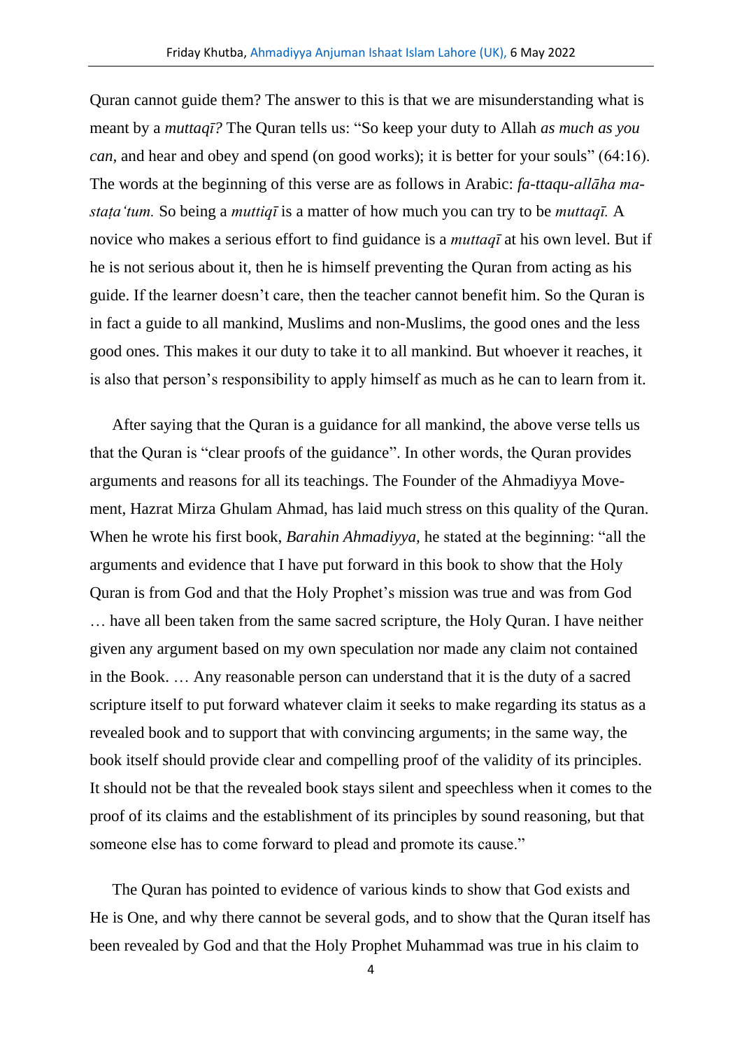Quran cannot guide them? The answer to this is that we are misunderstanding what is meant by a *muttaqī?* The Quran tells us: "So keep your duty to Allah *as much as you can,* and hear and obey and spend (on good works); it is better for your souls" (64:16). The words at the beginning of this verse are as follows in Arabic: *fa-ttaqu-allāha ma-staṭa'tum.* So being a *muttiqī* is a matter of how much you can try to be *muttaqī.* A novice who makes a serious effort to find guidance is a *muttaqī* at his own level. But if he is not serious about it, then he is himself preventing the Quran from acting as his guide. If the learner doesn't care, then the teacher cannot benefit him. So the Quran is in fact a guide to all mankind, Muslims and non-Muslims, the good ones and the less good ones. This makes it our duty to take it to all mankind. But whoever it reaches, it is also that person's responsibility to apply himself as much as he can to learn from it.

After saying that the Quran is a guidance for all mankind, the above verse tells us that the Quran is "clear proofs of the guidance". In other words, the Quran provides arguments and reasons for all its teachings. The Founder of the Ahmadiyya Movement, Hazrat Mirza Ghulam Ahmad, has laid much stress on this quality of the Quran. When he wrote his first book, *Barahin Ahmadiyya,* he stated at the beginning: "all the arguments and evidence that I have put forward in this book to show that the Holy Quran is from God and that the Holy Prophet's mission was true and was from God … have all been taken from the same sacred scripture, the Holy Quran. I have neither given any argument based on my own speculation nor made any claim not contained in the Book. … Any reasonable person can understand that it is the duty of a sacred scripture itself to put forward whatever claim it seeks to make regarding its status as a revealed book and to support that with convincing arguments; in the same way, the book itself should provide clear and compelling proof of the validity of its principles. It should not be that the revealed book stays silent and speechless when it comes to the proof of its claims and the establishment of its principles by sound reasoning, but that someone else has to come forward to plead and promote its cause."

The Quran has pointed to evidence of various kinds to show that God exists and He is One, and why there cannot be several gods, and to show that the Quran itself has been revealed by God and that the Holy Prophet Muhammad was true in his claim to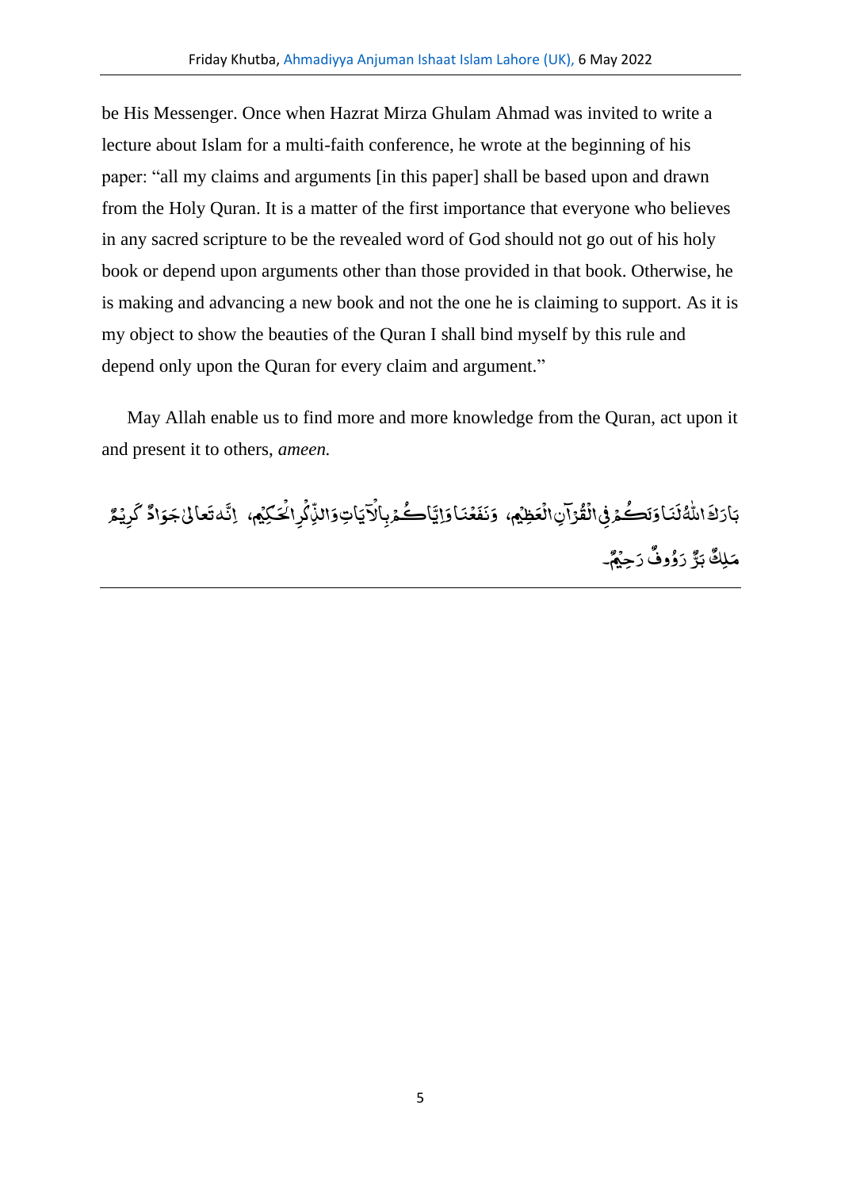be His Messenger. Once when Hazrat Mirza Ghulam Ahmad was invited to write a lecture about Islam for a multi-faith conference, he wrote at the beginning of his paper: "all my claims and arguments [in this paper] shall be based upon and drawn from the Holy Quran. It is a matter of the first importance that everyone who believes in any sacred scripture to be the revealed word of God should not go out of his holy book or depend upon arguments other than those provided in that book. Otherwise, he is making and advancing a new book and not the one he is claiming to support. As it is my object to show the beauties of the Quran I shall bind myself by this rule and depend only upon the Quran for every claim and argument."

May Allah enable us to find more and more knowledge from the Quran, act upon it and present it to others, *ameen.*

بَارَكَ اللّٰهُ لَنَا وَلَكُمْ فِي الْقُرْآنِ الْعَظِيْمِ، وَنَفَعَنَا وَإِيَّاكُمْ بِالْآيَاتِ وَالذِّكْرِ الْحَكِيْمِ، اِنَّهُ تَعَالٰى جَوَادٌ كَرِيْمٌ مَلِكٌ بَرٌّ رَؤُوفٌ رَحِيْمٌ۔